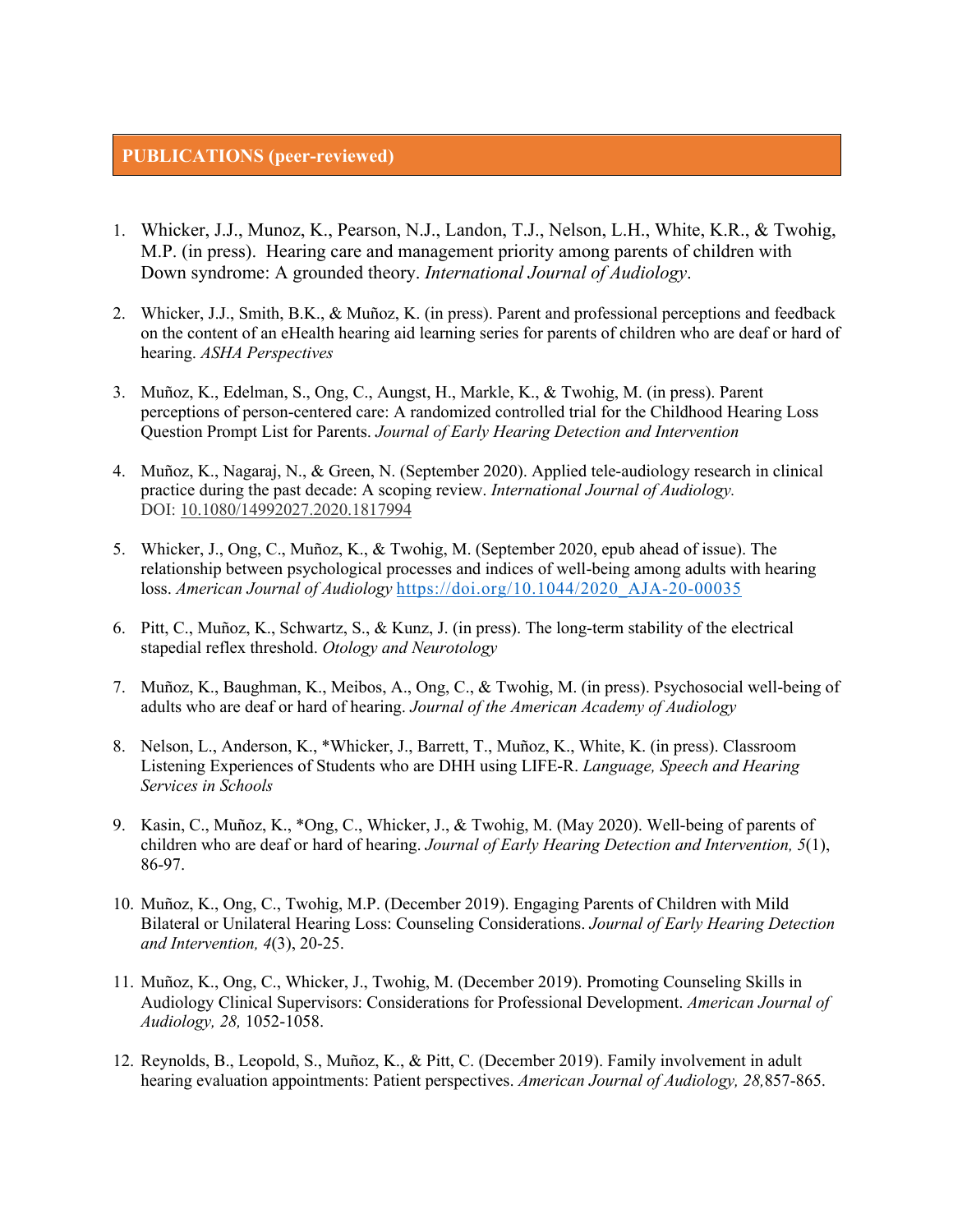## PUBLICATIONS (peer-reviewed)

1. Whicker, J.J., Munoz, K., Pearson, N.J., Landon, T.J., Nelson, L.H., White, K.R., & Twohig, M.P. (in press). Hearing care and management priority among parents of children with Down syndrome: A grounded theory. *International Journal of Audiology*.

2. Whicker, J.J., Smith, B.K., & Muñoz, K. (in press). Parent and professional perceptions and feedback on the content of an eHealth hearing aid learning series for parents of children who are deaf or hard of hearing. *ASHA Perspectives*

3. Muñoz, K., Edelman, S., Ong, C., Aungst, H., Markle, K., & Twohig, M. (in press). Parent perceptions of person-centered care: A randomized controlled trial for the Childhood Hearing Loss Question Prompt List for Parents. *Journal of Early Hearing Detection and Intervention*

4. Muñoz, K., Nagaraj, N., & Green, N. (September 2020). Applied tele-audiology research in clinical practice during the past decade: A scoping review. *International Journal of Audiology.* DOI: 10.1080/14992027.2020.1817994

5. Whicker, J., Ong, C., Muñoz, K., & Twohig, M. (September 2020, epub ahead of issue). The relationship between psychological processes and indices of well-being among adults with hearing loss. *American Journal of Audiology* https://doi.org/10.1044/2020_AJA-20-00035

6. Pitt, C., Muñoz, K., Schwartz, S., & Kunz, J. (in press). The long-term stability of the electrical stapedial reflex threshold. *Otology and Neurotology*

7. Muñoz, K., Baughman, K., Meibos, A., Ong, C., & Twohig, M. (in press). Psychosocial well-being of adults who are deaf or hard of hearing. *Journal of the American Academy of Audiology*

8. Nelson, L., Anderson, K., *Whicker, J., Barrett, T., Muñoz, K., White, K. (in press). Classroom Listening Experiences of Students who are DHH using LIFE-R. *Language, Speech and Hearing Services in Schools*

9. Kasin, C., Muñoz, K., *Ong, C., Whicker, J., & Twohig, M. (May 2020). Well-being of parents of children who are deaf or hard of hearing. *Journal of Early Hearing Detection and Intervention, 5*(1), 86-97.

10. Muñoz, K., Ong, C., Twohig, M.P. (December 2019). Engaging Parents of Children with Mild Bilateral or Unilateral Hearing Loss: Counseling Considerations. *Journal of Early Hearing Detection and Intervention, 4*(3), 20-25.

11. Muñoz, K., Ong, C., Whicker, J., Twohig, M. (December 2019). Promoting Counseling Skills in Audiology Clinical Supervisors: Considerations for Professional Development. *American Journal of Audiology, 28,* 1052-1058.

12. Reynolds, B., Leopold, S., Muñoz, K., & Pitt, C. (December 2019). Family involvement in adult hearing evaluation appointments: Patient perspectives. *American Journal of Audiology, 28,*857-865.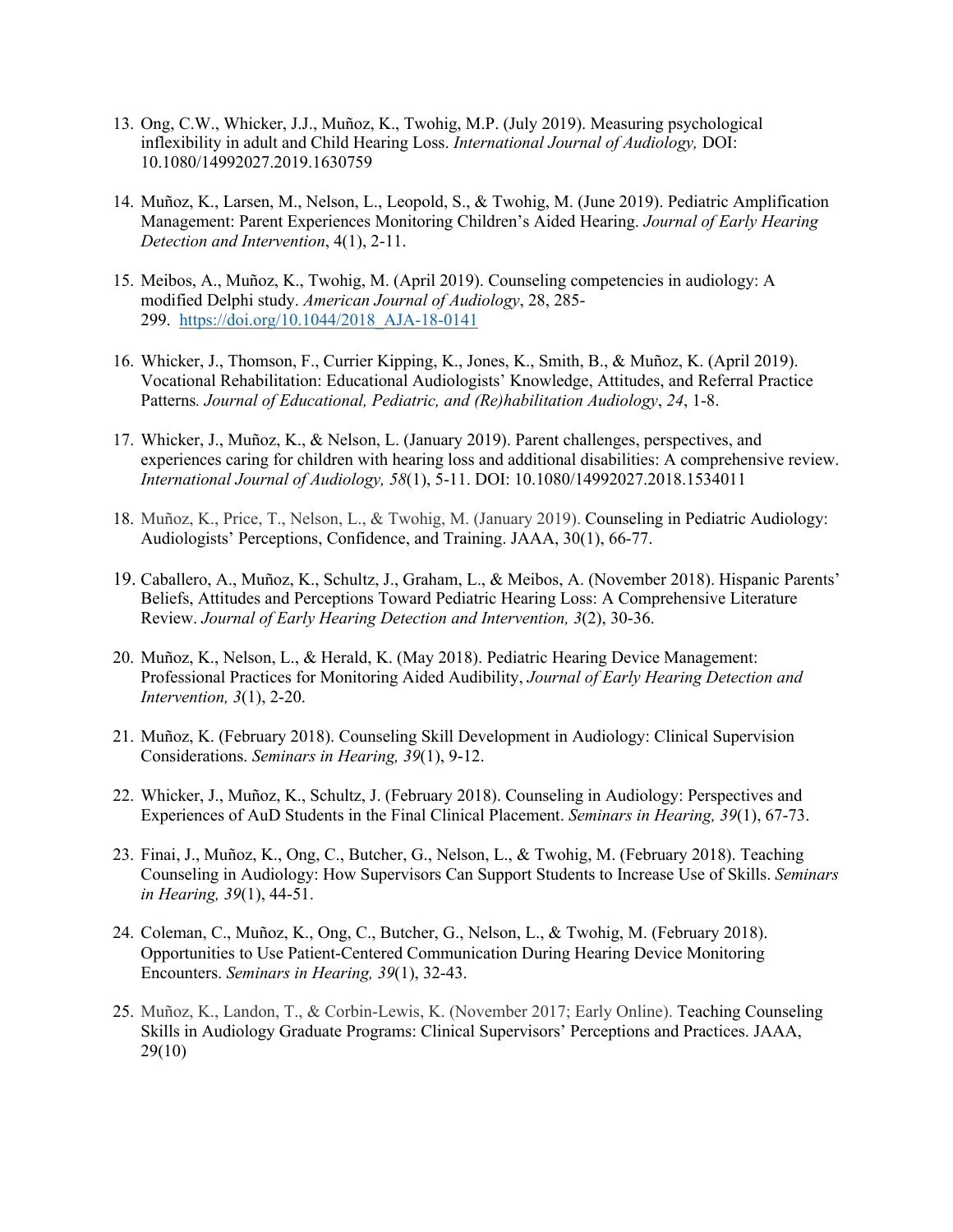13. Ong, C.W., Whicker, J.J., Muñoz, K., Twohig, M.P. (July 2019). Measuring psychological inflexibility in adult and Child Hearing Loss. *International Journal of Audiology,* DOI: 10.1080/14992027.2019.1630759

14. Muñoz, K., Larsen, M., Nelson, L., Leopold, S., & Twohig, M. (June 2019). Pediatric Amplification Management: Parent Experiences Monitoring Children's Aided Hearing. *Journal of Early Hearing Detection and Intervention*, 4(1), 2-11.

15. Meibos, A., Muñoz, K., Twohig, M. (April 2019). Counseling competencies in audiology: A modified Delphi study. *American Journal of Audiology*, 28, 285-299. [https://doi.org/10.1044/2018_AJA-18-0141](https://doi.org/10.1044/2018_AJA-18-0141)

16. Whicker, J., Thomson, F., Currier Kipping, K., Jones, K., Smith, B., & Muñoz, K. (April 2019). Vocational Rehabilitation: Educational Audiologists' Knowledge, Attitudes, and Referral Practice Patterns*. Journal of Educational, Pediatric, and (Re)habilitation Audiology*, *24*, 1-8.

17. Whicker, J., Muñoz, K., & Nelson, L. (January 2019). Parent challenges, perspectives, and experiences caring for children with hearing loss and additional disabilities: A comprehensive review. *International Journal of Audiology, 58*(1), 5-11. DOI: 10.1080/14992027.2018.1534011

18. Muñoz, K., Price, T., Nelson, L., & Twohig, M. (January 2019). Counseling in Pediatric Audiology: Audiologists' Perceptions, Confidence, and Training. JAAA, 30(1), 66-77.

19. Caballero, A., Muñoz, K., Schultz, J., Graham, L., & Meibos, A. (November 2018). Hispanic Parents' Beliefs, Attitudes and Perceptions Toward Pediatric Hearing Loss: A Comprehensive Literature Review. *Journal of Early Hearing Detection and Intervention, 3*(2), 30-36.

20. Muñoz, K., Nelson, L., & Herald, K. (May 2018). Pediatric Hearing Device Management: Professional Practices for Monitoring Aided Audibility, *Journal of Early Hearing Detection and Intervention, 3*(1), 2-20.

21. Muñoz, K. (February 2018). Counseling Skill Development in Audiology: Clinical Supervision Considerations. *Seminars in Hearing, 39*(1), 9-12.

22. Whicker, J., Muñoz, K., Schultz, J. (February 2018). Counseling in Audiology: Perspectives and Experiences of AuD Students in the Final Clinical Placement. *Seminars in Hearing, 39*(1), 67-73.

23. Finai, J., Muñoz, K., Ong, C., Butcher, G., Nelson, L., & Twohig, M. (February 2018). Teaching Counseling in Audiology: How Supervisors Can Support Students to Increase Use of Skills. *Seminars in Hearing, 39*(1), 44-51.

24. Coleman, C., Muñoz, K., Ong, C., Butcher, G., Nelson, L., & Twohig, M. (February 2018). Opportunities to Use Patient-Centered Communication During Hearing Device Monitoring Encounters. *Seminars in Hearing, 39*(1), 32-43.

25. Muñoz, K., Landon, T., & Corbin-Lewis, K. (November 2017; Early Online). Teaching Counseling Skills in Audiology Graduate Programs: Clinical Supervisors' Perceptions and Practices. JAAA, 29(10)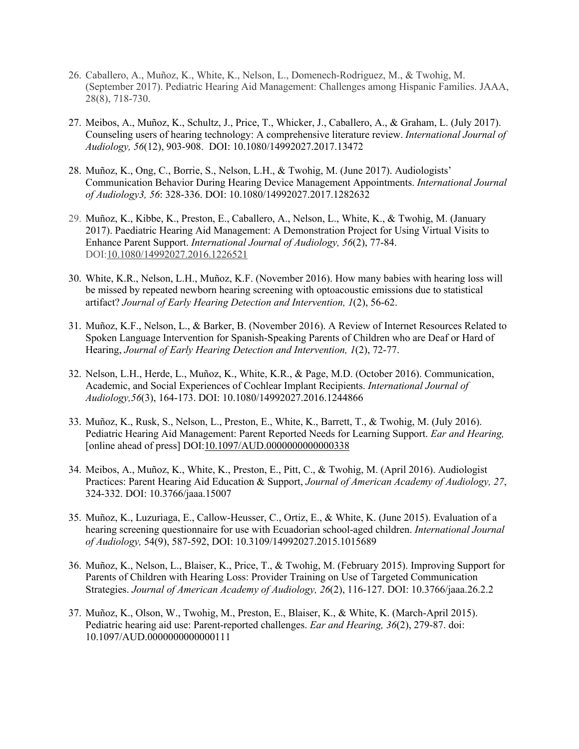26. Caballero, A., Muñoz, K., White, K., Nelson, L., Domenech-Rodriguez, M., & Twohig, M. (September 2017). Pediatric Hearing Aid Management: Challenges among Hispanic Families. JAAA, 28(8), 718-730.

27. Meibos, A., Muñoz, K., Schultz, J., Price, T., Whicker, J., Caballero, A., & Graham, L. (July 2017). Counseling users of hearing technology: A comprehensive literature review. *International Journal of Audiology, 56*(12), 903-908. DOI: 10.1080/14992027.2017.13472

28. Muñoz, K., Ong, C., Borrie, S., Nelson, L.H., & Twohig, M. (June 2017). Audiologists' Communication Behavior During Hearing Device Management Appointments. *International Journal of Audiology3, 56*: 328-336. DOI: 10.1080/14992027.2017.1282632

29. Muñoz, K., Kibbe, K., Preston, E., Caballero, A., Nelson, L., White, K., & Twohig, M. (January 2017). Paediatric Hearing Aid Management: A Demonstration Project for Using Virtual Visits to Enhance Parent Support. *International Journal of Audiology, 56*(2), 77-84. DOI:10.1080/14992027.2016.1226521

30. White, K.R., Nelson, L.H., Muñoz, K.F. (November 2016). How many babies with hearing loss will be missed by repeated newborn hearing screening with optoacoustic emissions due to statistical artifact? *Journal of Early Hearing Detection and Intervention, 1*(2), 56-62.

31. Muñoz, K.F., Nelson, L., & Barker, B. (November 2016). A Review of Internet Resources Related to Spoken Language Intervention for Spanish-Speaking Parents of Children who are Deaf or Hard of Hearing, *Journal of Early Hearing Detection and Intervention, 1*(2), 72-77.

32. Nelson, L.H., Herde, L., Muñoz, K., White, K.R., & Page, M.D. (October 2016). Communication, Academic, and Social Experiences of Cochlear Implant Recipients. *International Journal of Audiology,56*(3), 164-173. DOI: 10.1080/14992027.2016.1244866

33. Muñoz, K., Rusk, S., Nelson, L., Preston, E., White, K., Barrett, T., & Twohig, M. (July 2016). Pediatric Hearing Aid Management: Parent Reported Needs for Learning Support. *Ear and Hearing,* [online ahead of press] DOI:10.1097/AUD.0000000000000338

34. Meibos, A., Muñoz, K., White, K., Preston, E., Pitt, C., & Twohig, M. (April 2016). Audiologist Practices: Parent Hearing Aid Education & Support, *Journal of American Academy of Audiology, 27*, 324-332. DOI: 10.3766/jaaa.15007

35. Muñoz, K., Luzuriaga, E., Callow-Heusser, C., Ortiz, E., & White, K. (June 2015). Evaluation of a hearing screening questionnaire for use with Ecuadorian school-aged children. *International Journal of Audiology,* 54(9), 587-592, DOI: 10.3109/14992027.2015.1015689

36. Muñoz, K., Nelson, L., Blaiser, K., Price, T., & Twohig, M. (February 2015). Improving Support for Parents of Children with Hearing Loss: Provider Training on Use of Targeted Communication Strategies. *Journal of American Academy of Audiology, 26*(2), 116-127. DOI: 10.3766/jaaa.26.2.2

37. Muñoz, K., Olson, W., Twohig, M., Preston, E., Blaiser, K., & White, K. (March-April 2015). Pediatric hearing aid use: Parent-reported challenges. *Ear and Hearing, 36*(2), 279-87. doi: 10.1097/AUD.0000000000000111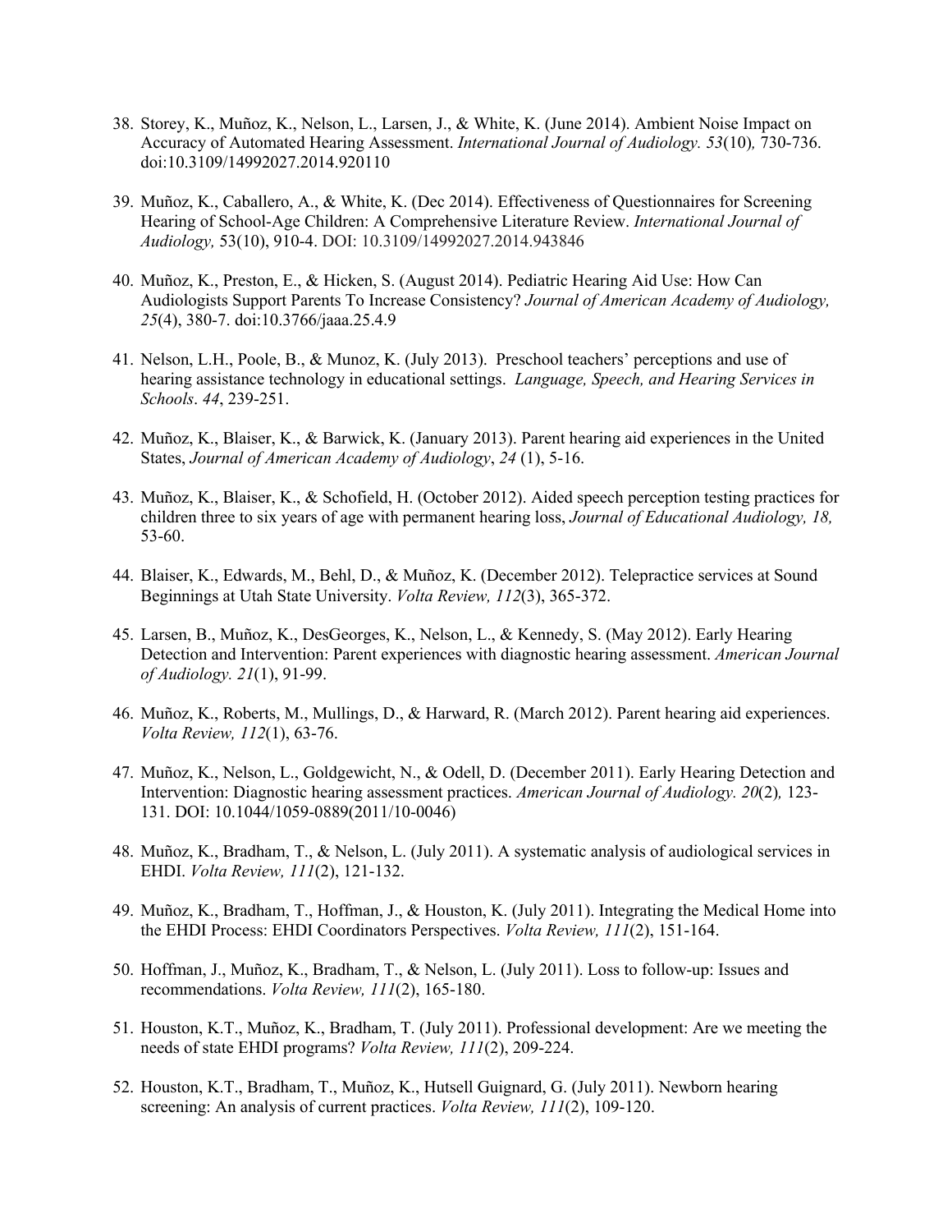38. Storey, K., Muñoz, K., Nelson, L., Larsen, J., & White, K. (June 2014). Ambient Noise Impact on Accuracy of Automated Hearing Assessment. *International Journal of Audiology. 53*(10)*,* 730-736. doi:10.3109/14992027.2014.920110

39. Muñoz, K., Caballero, A., & White, K. (Dec 2014). Effectiveness of Questionnaires for Screening Hearing of School-Age Children: A Comprehensive Literature Review. *International Journal of Audiology,* 53(10), 910-4. DOI: 10.3109/14992027.2014.943846

40. Muñoz, K., Preston, E., & Hicken, S. (August 2014). Pediatric Hearing Aid Use: How Can Audiologists Support Parents To Increase Consistency? *Journal of American Academy of Audiology, 25*(4), 380-7. doi:10.3766/jaaa.25.4.9

41. Nelson, L.H., Poole, B., & Munoz, K. (July 2013). Preschool teachers' perceptions and use of hearing assistance technology in educational settings. *Language, Speech, and Hearing Services in Schools*. *44*, 239-251.

42. Muñoz, K., Blaiser, K., & Barwick, K. (January 2013). Parent hearing aid experiences in the United States, *Journal of American Academy of Audiology*, *24* (1), 5-16.

43. Muñoz, K., Blaiser, K., & Schofield, H. (October 2012). Aided speech perception testing practices for children three to six years of age with permanent hearing loss, *Journal of Educational Audiology, 18,* 53-60.

44. Blaiser, K., Edwards, M., Behl, D., & Muñoz, K. (December 2012). Telepractice services at Sound Beginnings at Utah State University. *Volta Review, 112*(3), 365-372.

45. Larsen, B., Muñoz, K., DesGeorges, K., Nelson, L., & Kennedy, S. (May 2012). Early Hearing Detection and Intervention: Parent experiences with diagnostic hearing assessment. *American Journal of Audiology. 21*(1), 91-99.

46. Muñoz, K., Roberts, M., Mullings, D., & Harward, R. (March 2012). Parent hearing aid experiences. *Volta Review, 112*(1), 63-76.

47. Muñoz, K., Nelson, L., Goldgewicht, N., & Odell, D. (December 2011). Early Hearing Detection and Intervention: Diagnostic hearing assessment practices. *American Journal of Audiology. 20*(2)*,* 123-131. DOI: 10.1044/1059-0889(2011/10-0046)

48. Muñoz, K., Bradham, T., & Nelson, L. (July 2011). A systematic analysis of audiological services in EHDI. *Volta Review, 111*(2), 121-132.

49. Muñoz, K., Bradham, T., Hoffman, J., & Houston, K. (July 2011). Integrating the Medical Home into the EHDI Process: EHDI Coordinators Perspectives. *Volta Review, 111*(2), 151-164.

50. Hoffman, J., Muñoz, K., Bradham, T., & Nelson, L. (July 2011). Loss to follow-up: Issues and recommendations. *Volta Review, 111*(2), 165-180.

51. Houston, K.T., Muñoz, K., Bradham, T. (July 2011). Professional development: Are we meeting the needs of state EHDI programs? *Volta Review, 111*(2), 209-224.

52. Houston, K.T., Bradham, T., Muñoz, K., Hutsell Guignard, G. (July 2011). Newborn hearing screening: An analysis of current practices. *Volta Review, 111*(2), 109-120.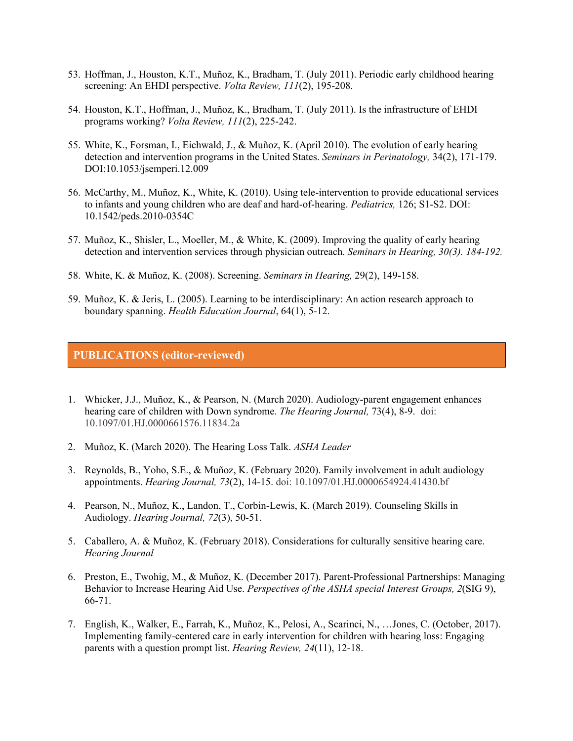53. Hoffman, J., Houston, K.T., Muñoz, K., Bradham, T. (July 2011). Periodic early childhood hearing screening: An EHDI perspective. *Volta Review, 111*(2), 195-208.

54. Houston, K.T., Hoffman, J., Muñoz, K., Bradham, T. (July 2011). Is the infrastructure of EHDI programs working? *Volta Review, 111*(2), 225-242.

55. White, K., Forsman, I., Eichwald, J., & Muñoz, K. (April 2010). The evolution of early hearing detection and intervention programs in the United States. *Seminars in Perinatology,* 34(2), 171-179. DOI:10.1053/jsemperi.12.009

56. McCarthy, M., Muñoz, K., White, K. (2010). Using tele-intervention to provide educational services to infants and young children who are deaf and hard-of-hearing. *Pediatrics,* 126; S1-S2. DOI: 10.1542/peds.2010-0354C

57. Muñoz, K., Shisler, L., Moeller, M., & White, K. (2009). Improving the quality of early hearing detection and intervention services through physician outreach. *Seminars in Hearing, 30(3). 184-192.*

58. White, K. & Muñoz, K. (2008). Screening. *Seminars in Hearing,* 29(2), 149-158.

59. Muñoz, K. & Jeris, L. (2005). Learning to be interdisciplinary: An action research approach to boundary spanning. *Health Education Journal*, 64(1), 5-12.

## PUBLICATIONS (editor-reviewed)

1. Whicker, J.J., Muñoz, K., & Pearson, N. (March 2020). Audiology-parent engagement enhances hearing care of children with Down syndrome. *The Hearing Journal,* 73(4), 8-9. doi: 10.1097/01.HJ.0000661576.11834.2a

2. Muñoz, K. (March 2020). The Hearing Loss Talk. *ASHA Leader*

3. Reynolds, B., Yoho, S.E., & Muñoz, K. (February 2020). Family involvement in adult audiology appointments. *Hearing Journal, 73*(2), 14-15. doi: 10.1097/01.HJ.0000654924.41430.bf

4. Pearson, N., Muñoz, K., Landon, T., Corbin-Lewis, K. (March 2019). Counseling Skills in Audiology. *Hearing Journal, 72*(3), 50-51.

5. Caballero, A. & Muñoz, K. (February 2018). Considerations for culturally sensitive hearing care. *Hearing Journal*

6. Preston, E., Twohig, M., & Muñoz, K. (December 2017). Parent-Professional Partnerships: Managing Behavior to Increase Hearing Aid Use. *Perspectives of the ASHA special Interest Groups, 2*(SIG 9), 66-71.

7. English, K., Walker, E., Farrah, K., Muñoz, K., Pelosi, A., Scarinci, N., …Jones, C. (October, 2017). Implementing family-centered care in early intervention for children with hearing loss: Engaging parents with a question prompt list. *Hearing Review, 24*(11), 12-18.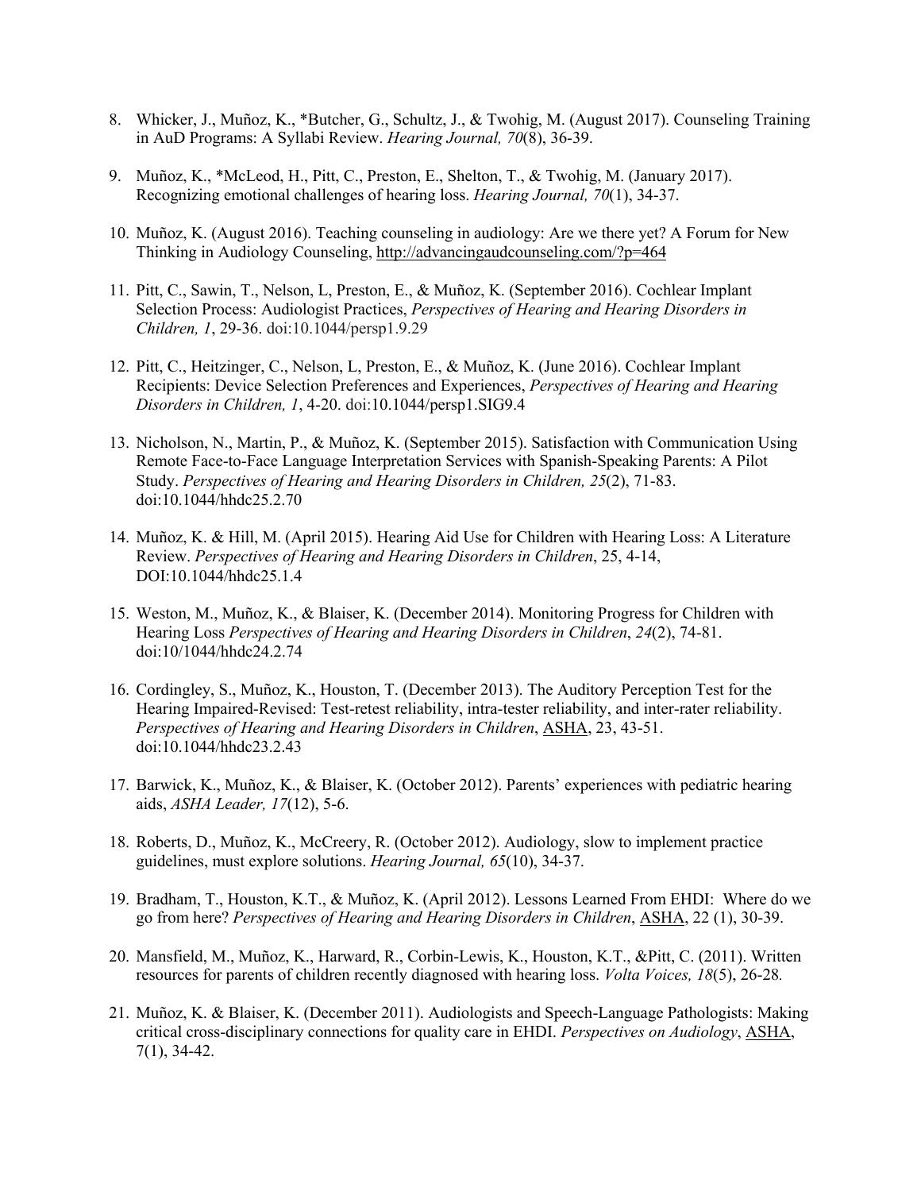8. Whicker, J., Muñoz, K., *Butcher, G., Schultz, J., & Twohig, M. (August 2017). Counseling Training in AuD Programs: A Syllabi Review. *Hearing Journal, 70*(8), 36-39.

9. Muñoz, K., *McLeod, H., Pitt, C., Preston, E., Shelton, T., & Twohig, M. (January 2017). Recognizing emotional challenges of hearing loss. *Hearing Journal, 70*(1), 34-37.

10. Muñoz, K. (August 2016). Teaching counseling in audiology: Are we there yet? A Forum for New Thinking in Audiology Counseling, http://advancingaudcounseling.com/?p=464

11. Pitt, C., Sawin, T., Nelson, L, Preston, E., & Muñoz, K. (September 2016). Cochlear Implant Selection Process: Audiologist Practices, *Perspectives of Hearing and Hearing Disorders in Children, 1*, 29-36. doi:10.1044/persp1.9.29

12. Pitt, C., Heitzinger, C., Nelson, L, Preston, E., & Muñoz, K. (June 2016). Cochlear Implant Recipients: Device Selection Preferences and Experiences, *Perspectives of Hearing and Hearing Disorders in Children, 1*, 4-20. doi:10.1044/persp1.SIG9.4

13. Nicholson, N., Martin, P., & Muñoz, K. (September 2015). Satisfaction with Communication Using Remote Face-to-Face Language Interpretation Services with Spanish-Speaking Parents: A Pilot Study. *Perspectives of Hearing and Hearing Disorders in Children, 25*(2), 71-83. doi:10.1044/hhdc25.2.70

14. Muñoz, K. & Hill, M. (April 2015). Hearing Aid Use for Children with Hearing Loss: A Literature Review. *Perspectives of Hearing and Hearing Disorders in Children*, 25, 4-14, DOI:10.1044/hhdc25.1.4

15. Weston, M., Muñoz, K., & Blaiser, K. (December 2014). Monitoring Progress for Children with Hearing Loss *Perspectives of Hearing and Hearing Disorders in Children*, *24*(2), 74-81. doi:10/1044/hhdc24.2.74

16. Cordingley, S., Muñoz, K., Houston, T. (December 2013). The Auditory Perception Test for the Hearing Impaired-Revised: Test-retest reliability, intra-tester reliability, and inter-rater reliability. *Perspectives of Hearing and Hearing Disorders in Children*, ASHA, 23, 43-51. doi:10.1044/hhdc23.2.43

17. Barwick, K., Muñoz, K., & Blaiser, K. (October 2012). Parents' experiences with pediatric hearing aids, *ASHA Leader, 17*(12), 5-6.

18. Roberts, D., Muñoz, K., McCreery, R. (October 2012). Audiology, slow to implement practice guidelines, must explore solutions. *Hearing Journal, 65*(10), 34-37.

19. Bradham, T., Houston, K.T., & Muñoz, K. (April 2012). Lessons Learned From EHDI: Where do we go from here? *Perspectives of Hearing and Hearing Disorders in Children*, ASHA, 22 (1), 30-39.

20. Mansfield, M., Muñoz, K., Harward, R., Corbin-Lewis, K., Houston, K.T., &Pitt, C. (2011). Written resources for parents of children recently diagnosed with hearing loss. *Volta Voices, 18*(5), 26-28.

21. Muñoz, K. & Blaiser, K. (December 2011). Audiologists and Speech-Language Pathologists: Making critical cross-disciplinary connections for quality care in EHDI. *Perspectives on Audiology*, ASHA, 7(1), 34-42.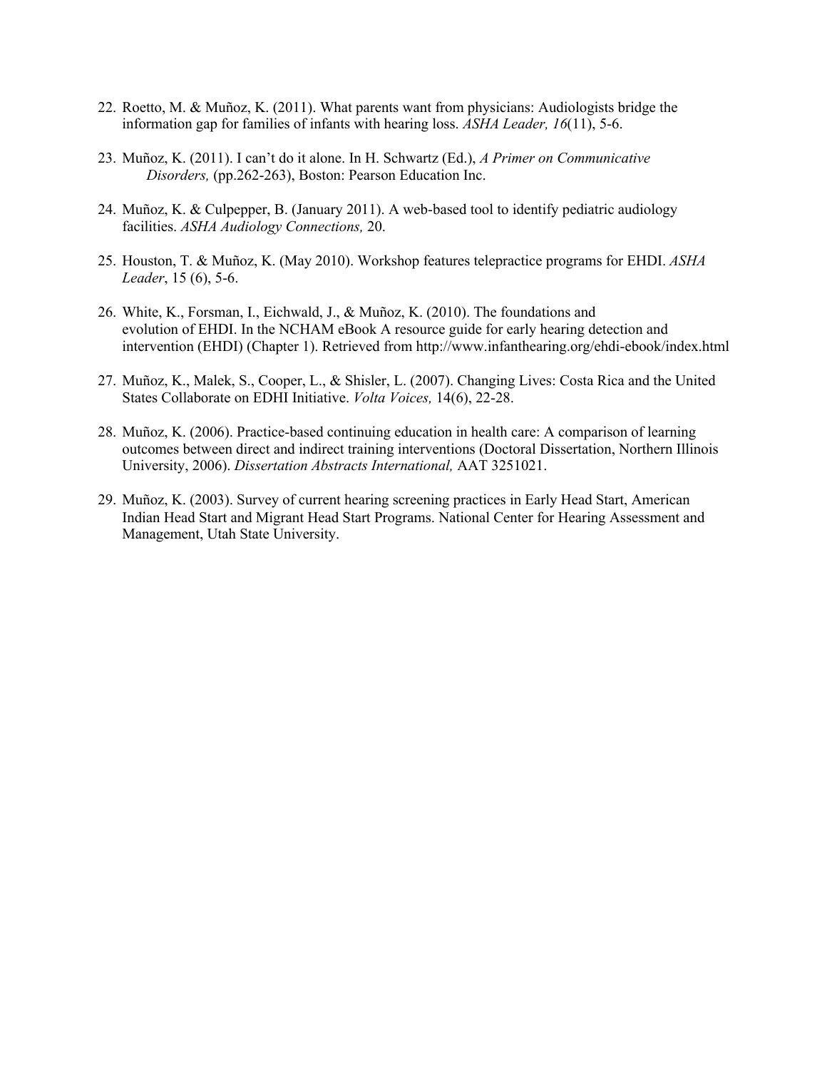22. Roetto, M. & Muñoz, K. (2011). What parents want from physicians: Audiologists bridge the information gap for families of infants with hearing loss. *ASHA Leader, 16*(11), 5-6.

23. Muñoz, K. (2011). I can't do it alone. In H. Schwartz (Ed.), *A Primer on Communicative Disorders,* (pp.262-263), Boston: Pearson Education Inc.

24. Muñoz, K. & Culpepper, B. (January 2011). A web-based tool to identify pediatric audiology facilities. *ASHA Audiology Connections,* 20.

25. Houston, T. & Muñoz, K. (May 2010). Workshop features telepractice programs for EHDI. *ASHA Leader*, 15 (6), 5-6.

26. White, K., Forsman, I., Eichwald, J., & Muñoz, K. (2010). The foundations and evolution of EHDI. In the NCHAM eBook A resource guide for early hearing detection and intervention (EHDI) (Chapter 1). Retrieved from http://www.infanthearing.org/ehdi-ebook/index.html

27. Muñoz, K., Malek, S., Cooper, L., & Shisler, L. (2007). Changing Lives: Costa Rica and the United States Collaborate on EDHI Initiative. *Volta Voices,* 14(6), 22-28.

28. Muñoz, K. (2006). Practice-based continuing education in health care: A comparison of learning outcomes between direct and indirect training interventions (Doctoral Dissertation, Northern Illinois University, 2006). *Dissertation Abstracts International,* AAT 3251021.

29. Muñoz, K. (2003). Survey of current hearing screening practices in Early Head Start, American Indian Head Start and Migrant Head Start Programs. National Center for Hearing Assessment and Management, Utah State University.